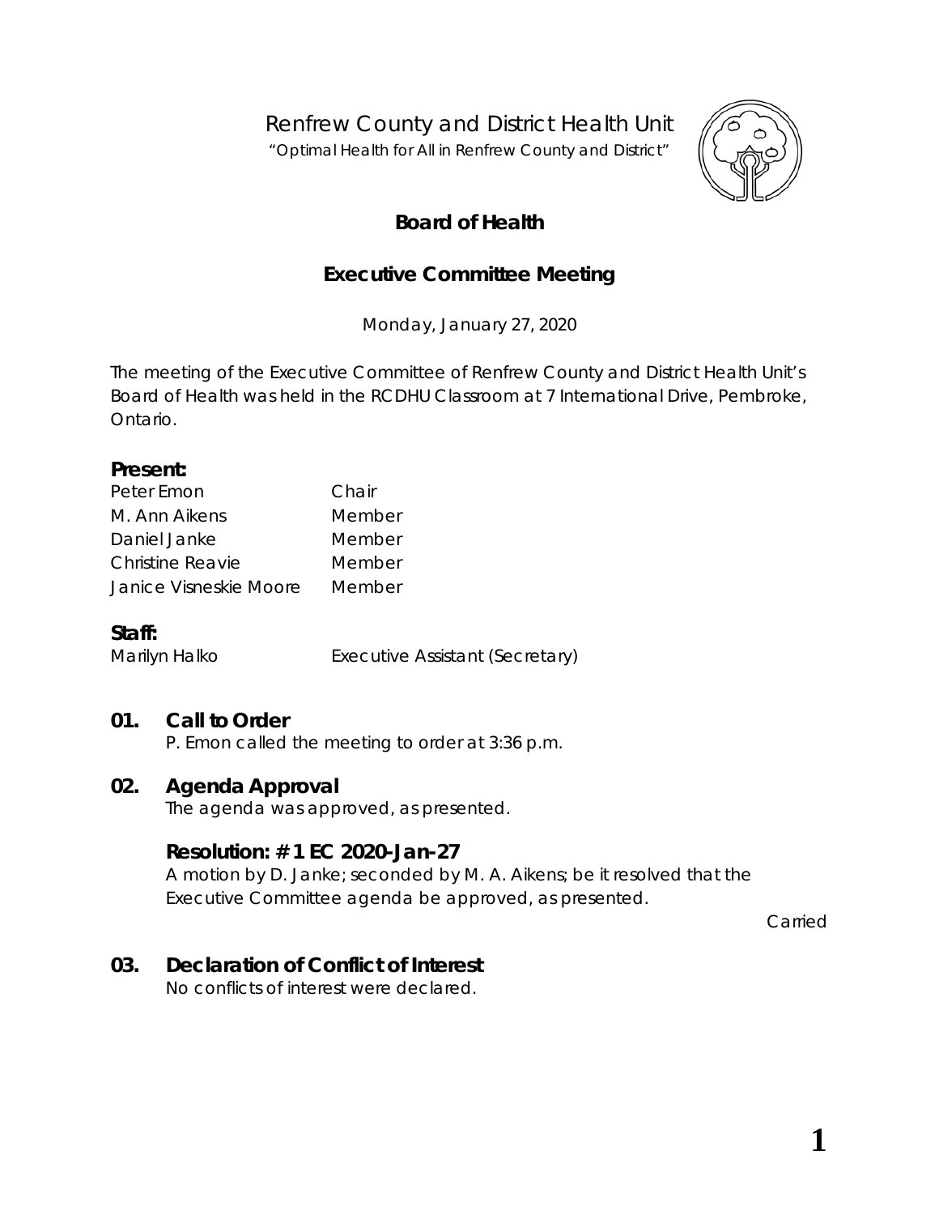Renfrew County and District Health Unit

"Optimal Health for All in Renfrew County and District"

# Board of Health

## Executive Committee Meeting

Monday, January 27, 2020

The meeting of the Executive Committee of Renfrew County and District Health Unit's Board of Health was held in the RCDHU Classroom at 7 International Drive, Pembroke, Ontario.

**Present:**

| | |
|---|---|
| Peter Emon | Chair |
| M. Ann Aikens | Member |
| Daniel Janke | Member |
| Christine Reavie | Member |
| Janice Visneskie Moore | Member |

**Staff:**

| | |
|---|---|
| Marilyn Halko | Executive Assistant (Secretary) |

### 01. Call to Order

P. Emon called the meeting to order at 3:36 p.m.

### 02. Agenda Approval

The agenda was approved, as presented.

**Resolution: # 1 EC 2020-Jan-27**

A motion by D. Janke; seconded by M. A. Aikens; be it resolved that the Executive Committee agenda be approved, as presented.

Carried

### 03. Declaration of Conflict of Interest

No conflicts of interest were declared.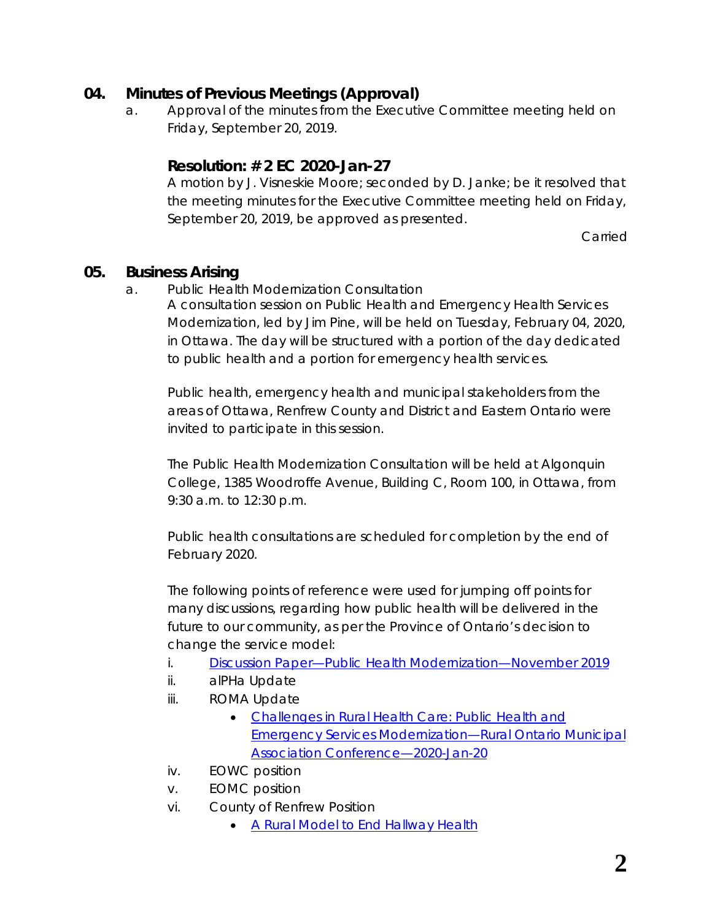## 04. Minutes of Previous Meetings (Approval)

a. Approval of the minutes from the Executive Committee meeting held on Friday, September 20, 2019.

### Resolution: # 2 EC 2020-Jan-27

A motion by J. Visneskie Moore; seconded by D. Janke; be it resolved that the meeting minutes for the Executive Committee meeting held on Friday, September 20, 2019, be approved as presented.

Carried

## 05. Business Arising

a. Public Health Modernization Consultation

A consultation session on Public Health and Emergency Health Services Modernization, led by Jim Pine, will be held on Tuesday, February 04, 2020, in Ottawa. The day will be structured with a portion of the day dedicated to public health and a portion for emergency health services.

Public health, emergency health and municipal stakeholders from the areas of Ottawa, Renfrew County and District and Eastern Ontario were invited to participate in this session.

The Public Health Modernization Consultation will be held at Algonquin College, 1385 Woodroffe Avenue, Building C, Room 100, in Ottawa, from 9:30 a.m. to 12:30 p.m.

Public health consultations are scheduled for completion by the end of February 2020.

The following points of reference were used for jumping off points for many discussions, regarding how public health will be delivered in the future to our community, as per the Province of Ontario's decision to change the service model:

i. Discussion Paper—Public Health Modernization—November 2019
ii. alPHa Update
iii. ROMA Update
   - Challenges in Rural Health Care: Public Health and Emergency Services Modernization—Rural Ontario Municipal Association Conference—2020-Jan-20
iv. EOWC position
v. EOMC position
vi. County of Renfrew Position
   - A Rural Model to End Hallway Health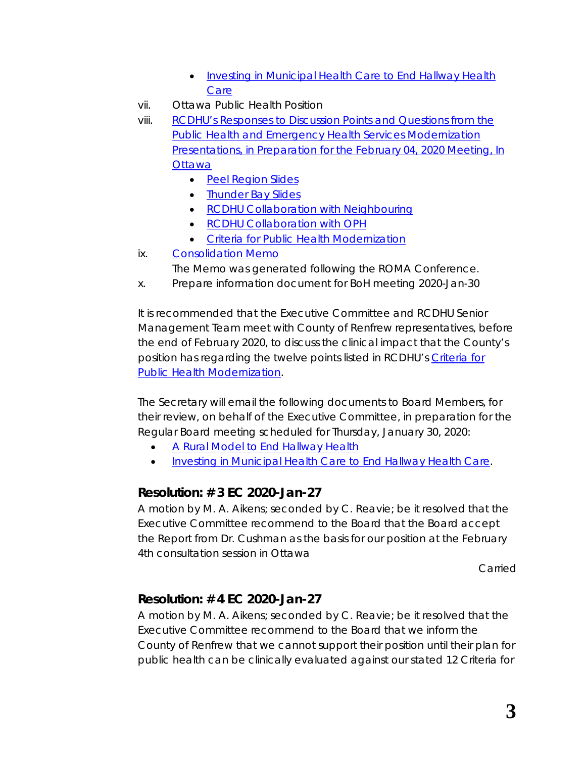- Investing in Municipal Health Care to End Hallway Health Care

vii. Ottawa Public Health Position

viii. RCDHU's Responses to Discussion Points and Questions from the Public Health and Emergency Health Services Modernization Presentations, in Preparation for the February 04, 2020 Meeting, In Ottawa
    - Peel Region Slides
    - Thunder Bay Slides
    - RCDHU Collaboration with Neighbouring
    - RCDHU Collaboration with OPH
    - Criteria for Public Health Modernization

ix. Consolidation Memo
    The Memo was generated following the ROMA Conference.

x. Prepare information document for BoH meeting 2020-Jan-30

It is recommended that the Executive Committee and RCDHU Senior Management Team meet with County of Renfrew representatives, before the end of February 2020, to discuss the clinical impact that the County's position has regarding the twelve points listed in RCDHU's Criteria for Public Health Modernization.

The Secretary will email the following documents to Board Members, for their review, on behalf of the Executive Committee, in preparation for the Regular Board meeting scheduled for Thursday, January 30, 2020:

- A Rural Model to End Hallway Health
- Investing in Municipal Health Care to End Hallway Health Care.

### Resolution: # 3 EC 2020-Jan-27

A motion by M. A. Aikens; seconded by C. Reavie; be it resolved that the Executive Committee recommend to the Board that the Board accept the Report from Dr. Cushman as the basis for our position at the February 4th consultation session in Ottawa

Carried

### Resolution: # 4 EC 2020-Jan-27

A motion by M. A. Aikens; seconded by C. Reavie; be it resolved that the Executive Committee recommend to the Board that we inform the County of Renfrew that we cannot support their position until their plan for public health can be clinically evaluated against our stated 12 Criteria for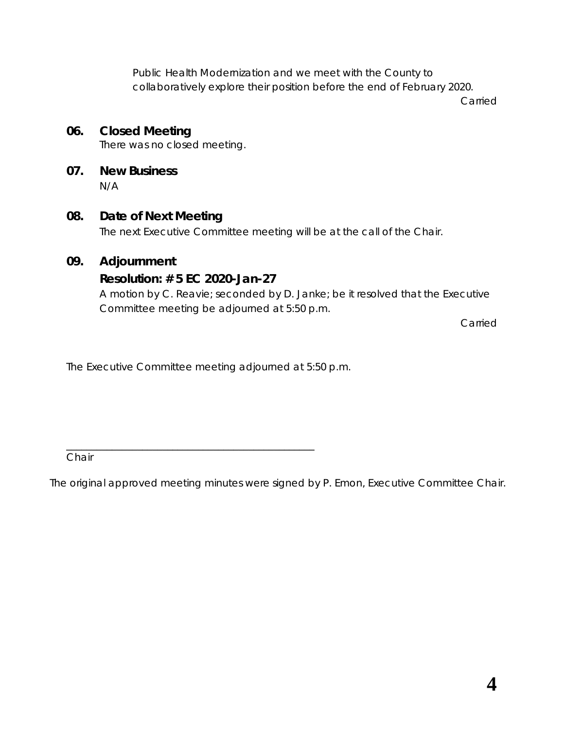Public Health Modernization and we meet with the County to collaboratively explore their position before the end of February 2020.

Carried

## 06. Closed Meeting

There was no closed meeting.

## 07. New Business

N/A

## 08. Date of Next Meeting

The next Executive Committee meeting will be at the call of the Chair.

## 09. Adjournment

### Resolution: # 5 EC 2020-Jan-27

A motion by C. Reavie; seconded by D. Janke; be it resolved that the Executive Committee meeting be adjourned at 5:50 p.m.

Carried

The Executive Committee meeting adjourned at 5:50 p.m.

\_\_\_\_\_\_\_\_\_\_\_\_\_\_\_\_\_\_\_\_\_\_\_\_\_\_\_\_\_\_\_\_\_\_\_\_\_\_\_\_\_\_\_\_

Chair

The original approved meeting minutes were signed by P. Emon, Executive Committee Chair.